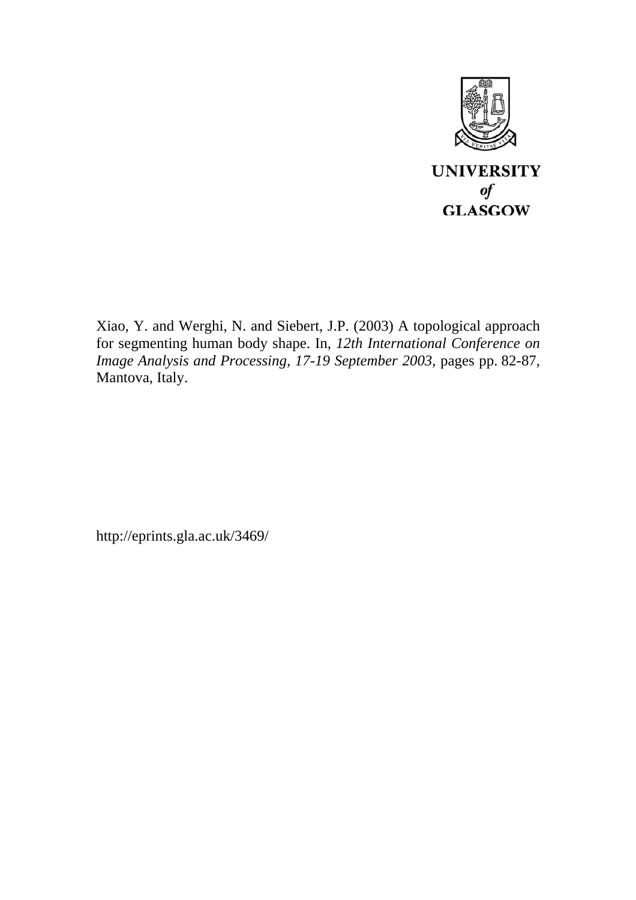UNIVERSITY
*of*
GLASGOW

Xiao, Y. and Werghi, N. and Siebert, J.P. (2003) A topological approach for segmenting human body shape. In, *12th International Conference on Image Analysis and Processing, 17-19 September 2003*, pages pp. 82-87, Mantova, Italy.

http://eprints.gla.ac.uk/3469/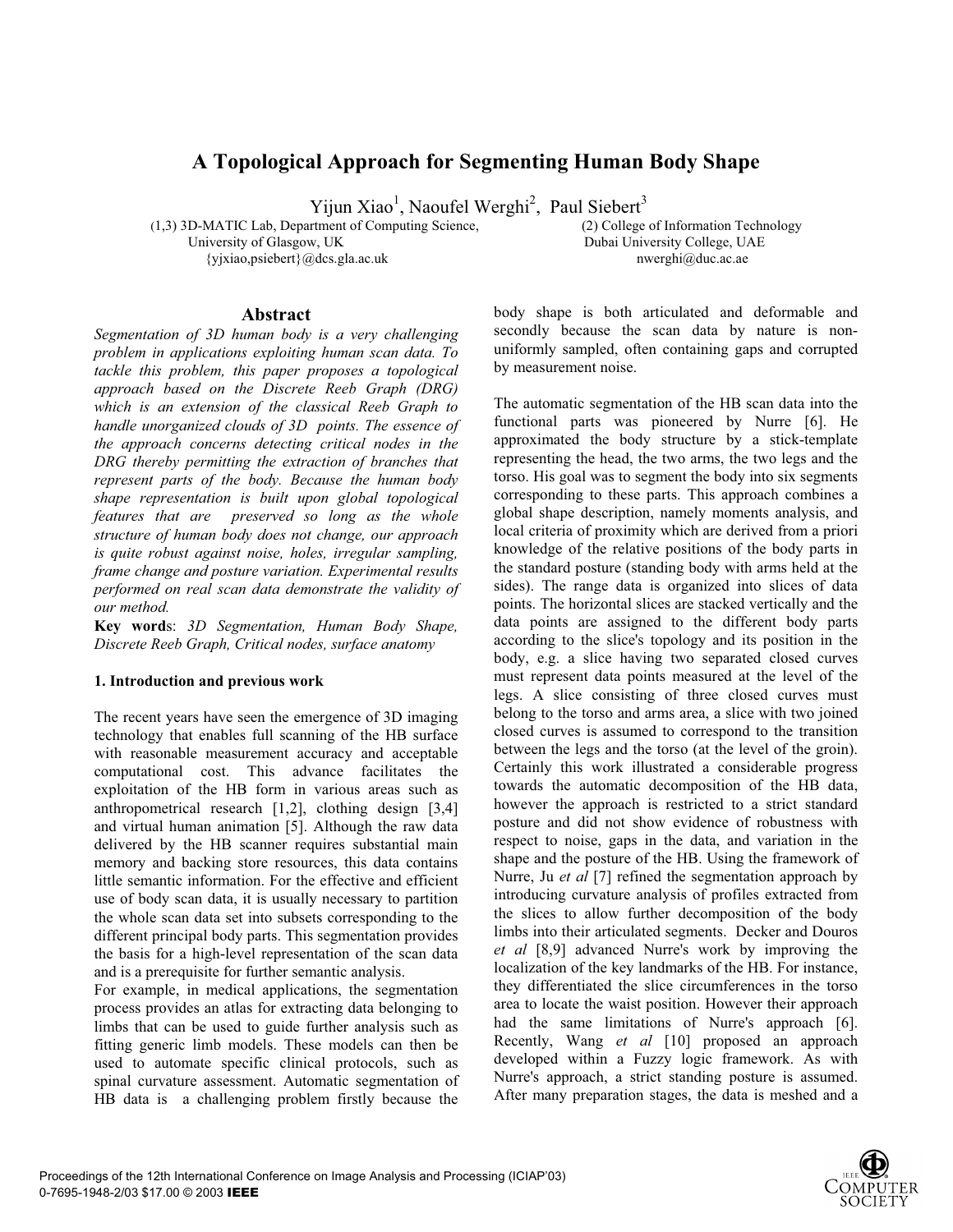# A Topological Approach for Segmenting Human Body Shape

Yijun Xiao[1], Naoufel Werghi[2], Paul Siebert[3]

(1,3) 3D-MATIC Lab, Department of Computing Science, University of Glasgow, UK
{yjxiao,psiebert}@dcs.gla.ac.uk

(2) College of Information Technology Dubai University College, UAE
nwerghi@duc.ac.ae

## Abstract

*Segmentation of 3D human body is a very challenging problem in applications exploiting human scan data. To tackle this problem, this paper proposes a topological approach based on the Discrete Reeb Graph (DRG) which is an extension of the classical Reeb Graph to handle unorganized clouds of 3D points. The essence of the approach concerns detecting critical nodes in the DRG thereby permitting the extraction of branches that represent parts of the body. Because the human body shape representation is built upon global topological features that are preserved so long as the whole structure of human body does not change, our approach is quite robust against noise, holes, irregular sampling, frame change and posture variation. Experimental results performed on real scan data demonstrate the validity of our method.*

**Key words**: *3D Segmentation, Human Body Shape, Discrete Reeb Graph, Critical nodes, surface anatomy*

### 1. Introduction and previous work

The recent years have seen the emergence of 3D imaging technology that enables full scanning of the HB surface with reasonable measurement accuracy and acceptable computational cost. This advance facilitates the exploitation of the HB form in various areas such as anthropometrical research [1,2], clothing design [3,4] and virtual human animation [5]. Although the raw data delivered by the HB scanner requires substantial main memory and backing store resources, this data contains little semantic information. For the effective and efficient use of body scan data, it is usually necessary to partition the whole scan data set into subsets corresponding to the different principal body parts. This segmentation provides the basis for a high-level representation of the scan data and is a prerequisite for further semantic analysis.

For example, in medical applications, the segmentation process provides an atlas for extracting data belonging to limbs that can be used to guide further analysis such as fitting generic limb models. These models can then be used to automate specific clinical protocols, such as spinal curvature assessment. Automatic segmentation of HB data is a challenging problem firstly because the body shape is both articulated and deformable and secondly because the scan data by nature is non-uniformly sampled, often containing gaps and corrupted by measurement noise.

The automatic segmentation of the HB scan data into the functional parts was pioneered by Nurre [6]. He approximated the body structure by a stick-template representing the head, the two arms, the two legs and the torso. His goal was to segment the body into six segments corresponding to these parts. This approach combines a global shape description, namely moments analysis, and local criteria of proximity which are derived from a priori knowledge of the relative positions of the body parts in the standard posture (standing body with arms held at the sides). The range data is organized into slices of data points. The horizontal slices are stacked vertically and the data points are assigned to the different body parts according to the slice's topology and its position in the body, e.g. a slice having two separated closed curves must represent data points measured at the level of the legs. A slice consisting of three closed curves must belong to the torso and arms area, a slice with two joined closed curves is assumed to correspond to the transition between the legs and the torso (at the level of the groin). Certainly this work illustrated a considerable progress towards the automatic decomposition of the HB data, however the approach is restricted to a strict standard posture and did not show evidence of robustness with respect to noise, gaps in the data, and variation in the shape and the posture of the HB. Using the framework of Nurre, Ju *et al* [7] refined the segmentation approach by introducing curvature analysis of profiles extracted from the slices to allow further decomposition of the body limbs into their articulated segments. Decker and Douros *et al* [8,9] advanced Nurre's work by improving the localization of the key landmarks of the HB. For instance, they differentiated the slice circumferences in the torso area to locate the waist position. However their approach had the same limitations of Nurre's approach [6]. Recently, Wang *et al* [10] proposed an approach developed within a Fuzzy logic framework. As with Nurre's approach, a strict standing posture is assumed. After many preparation stages, the data is meshed and a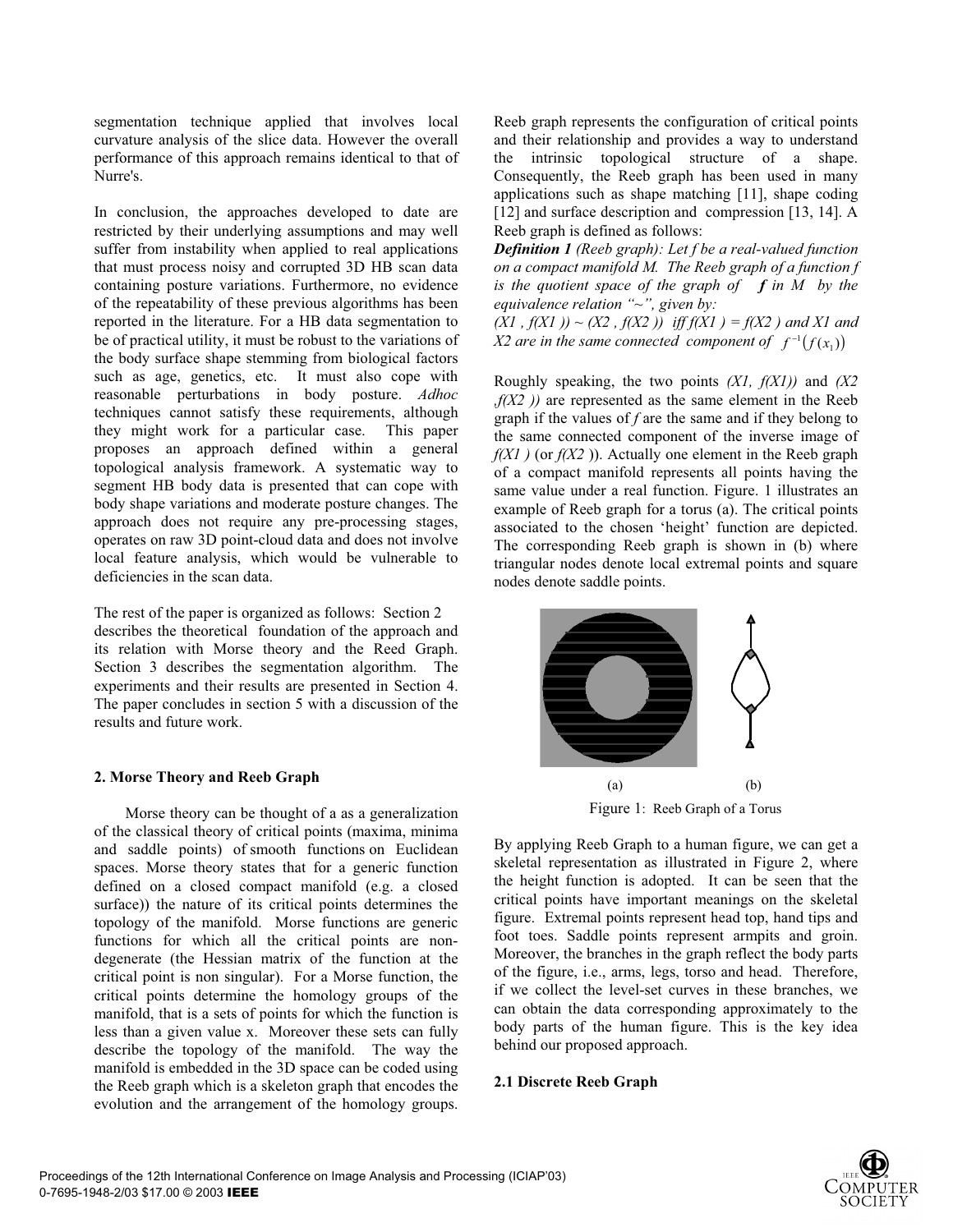segmentation technique applied that involves local curvature analysis of the slice data. However the overall performance of this approach remains identical to that of Nurre's.

In conclusion, the approaches developed to date are restricted by their underlying assumptions and may well suffer from instability when applied to real applications that must process noisy and corrupted 3D HB scan data containing posture variations. Furthermore, no evidence of the repeatability of these previous algorithms has been reported in the literature. For a HB data segmentation to be of practical utility, it must be robust to the variations of the body surface shape stemming from biological factors such as age, genetics, etc. It must also cope with reasonable perturbations in body posture. *Adhoc* techniques cannot satisfy these requirements, although they might work for a particular case. This paper proposes an approach defined within a general topological analysis framework. A systematic way to segment HB body data is presented that can cope with body shape variations and moderate posture changes. The approach does not require any pre-processing stages, operates on raw 3D point-cloud data and does not involve local feature analysis, which would be vulnerable to deficiencies in the scan data.

The rest of the paper is organized as follows: Section 2 describes the theoretical foundation of the approach and its relation with Morse theory and the Reed Graph. Section 3 describes the segmentation algorithm. The experiments and their results are presented in Section 4. The paper concludes in section 5 with a discussion of the results and future work.

## 2. Morse Theory and Reeb Graph

Morse theory can be thought of a as a generalization of the classical theory of critical points (maxima, minima and saddle points) of smooth functions on Euclidean spaces. Morse theory states that for a generic function defined on a closed compact manifold (e.g. a closed surface)) the nature of its critical points determines the topology of the manifold. Morse functions are generic functions for which all the critical points are non-degenerate (the Hessian matrix of the function at the critical point is non singular). For a Morse function, the critical points determine the homology groups of the manifold, that is a sets of points for which the function is less than a given value x. Moreover these sets can fully describe the topology of the manifold. The way the manifold is embedded in the 3D space can be coded using the Reeb graph which is a skeleton graph that encodes the evolution and the arrangement of the homology groups. Reeb graph represents the configuration of critical points and their relationship and provides a way to understand the intrinsic topological structure of a shape. Consequently, the Reeb graph has been used in many applications such as shape matching [11], shape coding [12] and surface description and compression [13, 14]. A Reeb graph is defined as follows:

***Definition 1*** *(Reeb graph): Let f be a real-valued function on a compact manifold M. The Reeb graph of a function f is the quotient space of the graph of* ***f*** *in M by the equivalence relation "~", given by:*

*(X1 , f(X1 )) ~ (X2 , f(X2 )) iff f(X1 ) = f(X2 ) and X1 and X2 are in the same connected component of* $f^{-1}(f(x_1))$

Roughly speaking, the two points *(X1, f(X1))* and *(X2 ,f(X2 ))* are represented as the same element in the Reeb graph if the values of *f* are the same and if they belong to the same connected component of the inverse image of *f(X1 )* (or *f(X2 )*). Actually one element in the Reeb graph of a compact manifold represents all points having the same value under a real function. Figure. 1 illustrates an example of Reeb graph for a torus (a). The critical points associated to the chosen 'height' function are depicted. The corresponding Reeb graph is shown in (b) where triangular nodes denote local extremal points and square nodes denote saddle points.

(a) (b)

Figure 1: Reeb Graph of a Torus

By applying Reeb Graph to a human figure, we can get a skeletal representation as illustrated in Figure 2, where the height function is adopted. It can be seen that the critical points have important meanings on the skeletal figure. Extremal points represent head top, hand tips and foot toes. Saddle points represent armpits and groin. Moreover, the branches in the graph reflect the body parts of the figure, i.e., arms, legs, torso and head. Therefore, if we collect the level-set curves in these branches, we can obtain the data corresponding approximately to the body parts of the human figure. This is the key idea behind our proposed approach.

### 2.1 Discrete Reeb Graph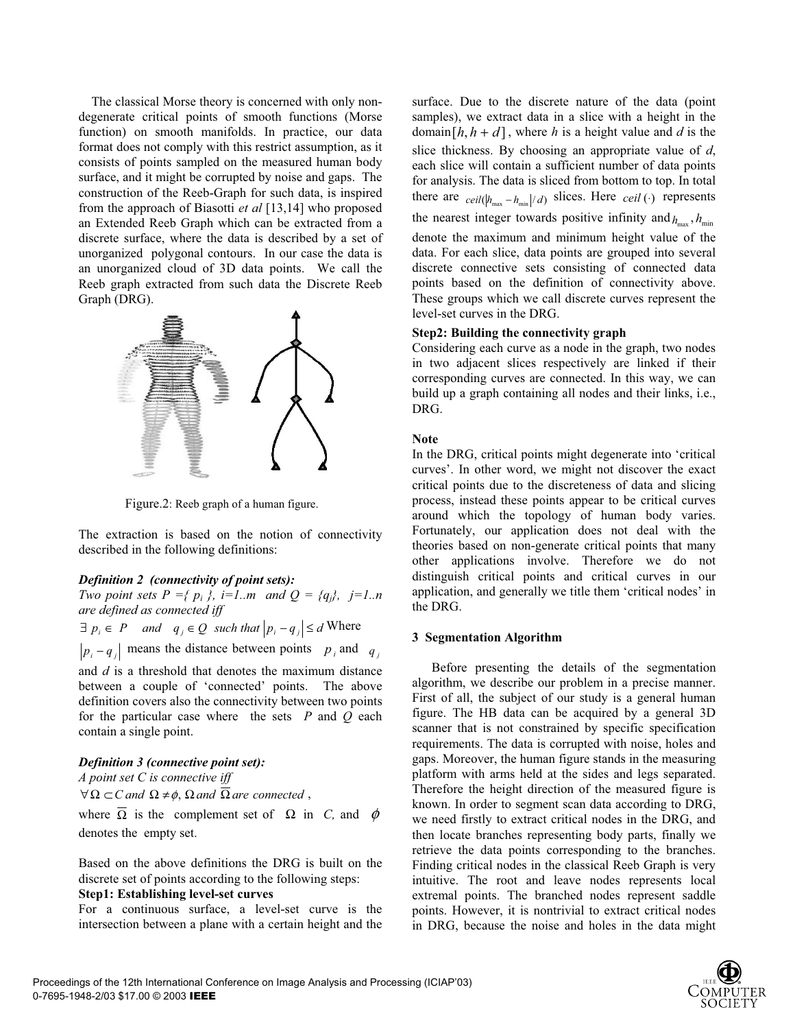The classical Morse theory is concerned with only non-degenerate critical points of smooth functions (Morse function) on smooth manifolds. In practice, our data format does not comply with this restrict assumption, as it consists of points sampled on the measured human body surface, and it might be corrupted by noise and gaps. The construction of the Reeb-Graph for such data, is inspired from the approach of Biasotti *et al* [13,14] who proposed an Extended Reeb Graph which can be extracted from a discrete surface, where the data is described by a set of unorganized polygonal contours. In our case the data is an unorganized cloud of 3D data points. We call the Reeb graph extracted from such data the Discrete Reeb Graph (DRG).

Figure.2: Reeb graph of a human figure.

The extraction is based on the notion of connectivity described in the following definitions:

***Definition 2 (connectivity of point sets):***
*Two point sets $P = \{p_i\}$, $i=1..m$ and $Q = \{q_j\}$, $j=1..n$ are defined as connected iff*

$\exists\, p_i \in P$ and $q_j \in Q$ such that $|p_i - q_j| \le d$ Where $|p_i - q_j|$ means the distance between points $p_i$ and $q_j$ and $d$ is a threshold that denotes the maximum distance between a couple of 'connected' points. The above definition covers also the connectivity between two points for the particular case where the sets $P$ and $Q$ each contain a single point.

***Definition 3 (connective point set):***
*A point set C is connective iff*
$\forall \Omega \subset C$ *and* $\Omega \neq \phi$, $\Omega$ *and* $\overline{\Omega}$ *are connected*,

where $\overline{\Omega}$ is the complement set of $\Omega$ in $C$, and $\phi$ denotes the empty set.

Based on the above definitions the DRG is built on the discrete set of points according to the following steps:

**Step1: Establishing level-set curves**
For a continuous surface, a level-set curve is the intersection between a plane with a certain height and the surface. Due to the discrete nature of the data (point samples), we extract data in a slice with a height in the domain $[h, h+d]$, where $h$ is a height value and $d$ is the slice thickness. By choosing an appropriate value of $d$, each slice will contain a sufficient number of data points for analysis. The data is sliced from bottom to top. In total there are $ceil(|h_{\max} - h_{\min}|/d)$ slices. Here $ceil(\cdot)$ represents the nearest integer towards positive infinity and $h_{\max}, h_{\min}$ denote the maximum and minimum height value of the data. For each slice, data points are grouped into several discrete connective sets consisting of connected data points based on the definition of connectivity above. These groups which we call discrete curves represent the level-set curves in the DRG.

**Step2: Building the connectivity graph**
Considering each curve as a node in the graph, two nodes in two adjacent slices respectively are linked if their corresponding curves are connected. In this way, we can build up a graph containing all nodes and their links, i.e., DRG.

**Note**
In the DRG, critical points might degenerate into 'critical curves'. In other word, we might not discover the exact critical points due to the discreteness of data and slicing process, instead these points appear to be critical curves around which the topology of human body varies. Fortunately, our application does not deal with the theories based on non-generate critical points that many other applications involve. Therefore we do not distinguish critical points and critical curves in our application, and generally we title them 'critical nodes' in the DRG.

## 3 Segmentation Algorithm

Before presenting the details of the segmentation algorithm, we describe our problem in a precise manner. First of all, the subject of our study is a general human figure. The HB data can be acquired by a general 3D scanner that is not constrained by specific specification requirements. The data is corrupted with noise, holes and gaps. Moreover, the human figure stands in the measuring platform with arms held at the sides and legs separated. Therefore the height direction of the measured figure is known. In order to segment scan data according to DRG, we need firstly to extract critical nodes in the DRG, and then locate branches representing body parts, finally we retrieve the data points corresponding to the branches. Finding critical nodes in the classical Reeb Graph is very intuitive. The root and leave nodes represents local extremal points. The branched nodes represent saddle points. However, it is nontrivial to extract critical nodes in DRG, because the noise and holes in the data might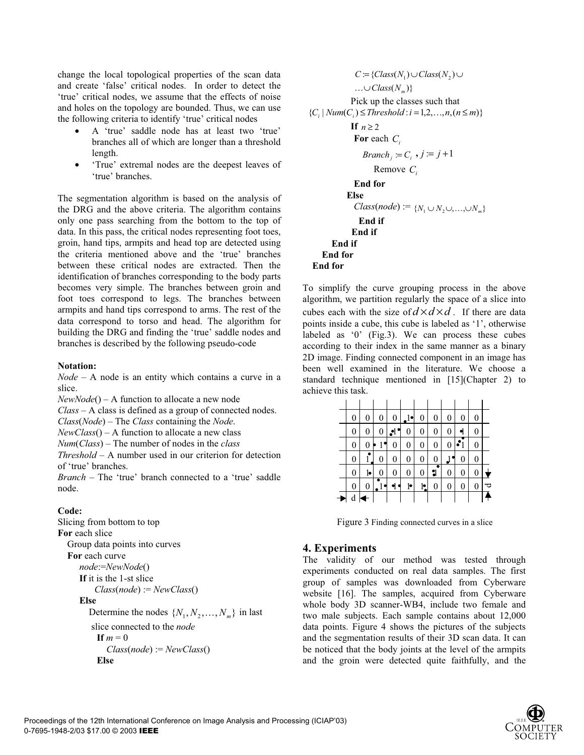change the local topological properties of the scan data and create 'false' critical nodes. In order to detect the 'true' critical nodes, we assume that the effects of noise and holes on the topology are bounded. Thus, we can use the following criteria to identify 'true' critical nodes

- A 'true' saddle node has at least two 'true' branches all of which are longer than a threshold length.
- 'True' extremal nodes are the deepest leaves of 'true' branches.

The segmentation algorithm is based on the analysis of the DRG and the above criteria. The algorithm contains only one pass searching from the bottom to the top of data. In this pass, the critical nodes representing foot toes, groin, hand tips, armpits and head top are detected using the criteria mentioned above and the 'true' branches between these critical nodes are extracted. Then the identification of branches corresponding to the body parts becomes very simple. The branches between groin and foot toes correspond to legs. The branches between armpits and hand tips correspond to arms. The rest of the data correspond to torso and head. The algorithm for building the DRG and finding the 'true' saddle nodes and branches is described by the following pseudo-code

**Notation:**

*Node* – A node is an entity which contains a curve in a slice.

*NewNode*() – A function to allocate a new node

*Class* – A class is defined as a group of connected nodes.

*Class*(*Node*) – The *Class* containing the *Node*.

*NewClass*() – A function to allocate a new class

*Num*(*Class*) – The number of nodes in the *class*

*Threshold* – A number used in our criterion for detection of 'true' branches.

*Branch* – The 'true' branch connected to a 'true' saddle node.

**Code:**

```
Slicing from bottom to top
For each slice
  Group data points into curves
  For each curve
    node:=NewNode()
    If it is the 1-st slice
      Class(node) := NewClass()
    Else
      Determine the nodes {N_1, N_2, ..., N_m} in last
      slice connected to the node
      If m = 0
        Class(node) := NewClass()
      Else
        C := {Class(N_1) ∪ Class(N_2) ∪
        ... ∪ Class(N_m)}
        Pick up the classes such that
        {C_i | Num(C_i) ≤ Threshold : i = 1,2,...,n, (n ≤ m)}
        If n ≥ 2
          For each C_i
            Branch_j := C_i , j := j + 1
            Remove C_i
          End for
        Else
          Class(node) := {N_1 ∪ N_2 ∪, ..., ∪ N_m}
        End if
      End if
    End if
  End for
End for
```

To simplify the curve grouping process in the above algorithm, we partition regularly the space of a slice into cubes each with the size of $d \times d \times d$. If there are data points inside a cube, this cube is labeled as '1', otherwise labeled as '0' (Fig.3). We can process these cubes according to their index in the same manner as a binary 2D image. Finding connected component in an image has been well examined in the literature. We choose a standard technique mentioned in [15](Chapter 2) to achieve this task.

| 0 | 0 | 0 | 0 | 1 | 0 | 0 | 0 | 0 | 0 |
|---|---|---|---|---|---|---|---|---|---|
| 0 | 0 | 0 | 1 | 0 | 0 | 0 | 0 | 1 | 0 |
| 0 | 0 | 1 | 0 | 0 | 0 | 0 | 0 | 1 | 0 |
| 0 | 1 | 0 | 0 | 0 | 0 | 0 | 1 | 0 | 0 |
| 0 | 1 | 0 | 0 | 0 | 0 | 1 | 0 | 0 | 0 |
| 0 | 0 | 1 | 1 | 1 | 1 | 0 | 0 | 0 | 0 |

Figure 3 Finding connected curves in a slice

## 4. Experiments

The validity of our method was tested through experiments conducted on real data samples. The first group of samples was downloaded from Cyberware website [16]. The samples, acquired from Cyberware whole body 3D scanner-WB4, include two female and two male subjects. Each sample contains about 12,000 data points. Figure 4 shows the pictures of the subjects and the segmentation results of their 3D scan data. It can be noticed that the body joints at the level of the armpits and the groin were detected quite faithfully, and the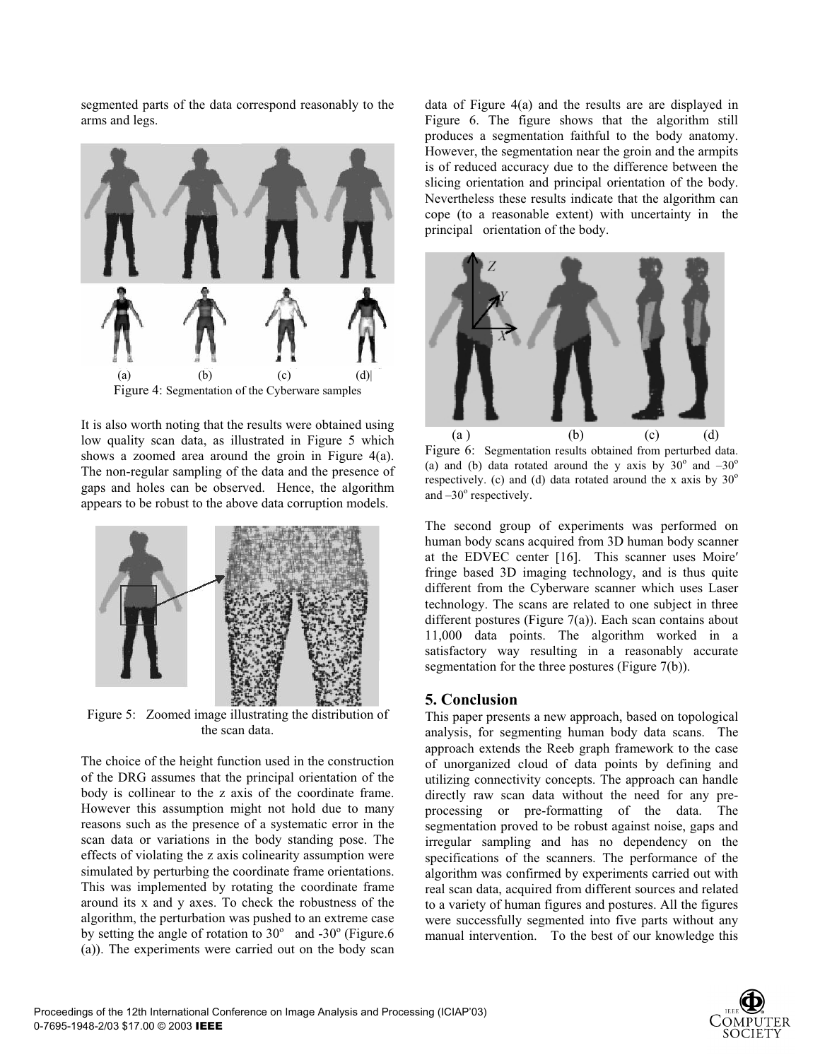segmented parts of the data correspond reasonably to the arms and legs.

(a) (b) (c) (d)

Figure 4: Segmentation of the Cyberware samples

It is also worth noting that the results were obtained using low quality scan data, as illustrated in Figure 5 which shows a zoomed area around the groin in Figure 4(a). The non-regular sampling of the data and the presence of gaps and holes can be observed. Hence, the algorithm appears to be robust to the above data corruption models.

Figure 5: Zoomed image illustrating the distribution of the scan data.

The choice of the height function used in the construction of the DRG assumes that the principal orientation of the body is collinear to the z axis of the coordinate frame. However this assumption might not hold due to many reasons such as the presence of a systematic error in the scan data or variations in the body standing pose. The effects of violating the z axis colinearity assumption were simulated by perturbing the coordinate frame orientations. This was implemented by rotating the coordinate frame around its x and y axes. To check the robustness of the algorithm, the perturbation was pushed to an extreme case by setting the angle of rotation to $30^o$ and $-30^o$ (Figure.6 (a)). The experiments were carried out on the body scan data of Figure 4(a) and the results are are displayed in Figure 6. The figure shows that the algorithm still produces a segmentation faithful to the body anatomy. However, the segmentation near the groin and the armpits is of reduced accuracy due to the difference between the slicing orientation and principal orientation of the body. Nevertheless these results indicate that the algorithm can cope (to a reasonable extent) with uncertainty in the principal orientation of the body.

(a ) (b) (c) (d)

Figure 6: Segmentation results obtained from perturbed data. (a) and (b) data rotated around the y axis by $30^o$ and $-30^o$ respectively. (c) and (d) data rotated around the x axis by $30^o$ and $-30^o$ respectively.

The second group of experiments was performed on human body scans acquired from 3D human body scanner at the EDVEC center [16]. This scanner uses Moire′ fringe based 3D imaging technology, and is thus quite different from the Cyberware scanner which uses Laser technology. The scans are related to one subject in three different postures (Figure 7(a)). Each scan contains about 11,000 data points. The algorithm worked in a satisfactory way resulting in a reasonably accurate segmentation for the three postures (Figure 7(b)).

## 5. Conclusion

This paper presents a new approach, based on topological analysis, for segmenting human body data scans. The approach extends the Reeb graph framework to the case of unorganized cloud of data points by defining and utilizing connectivity concepts. The approach can handle directly raw scan data without the need for any pre-processing or pre-formatting of the data. The segmentation proved to be robust against noise, gaps and irregular sampling and has no dependency on the specifications of the scanners. The performance of the algorithm was confirmed by experiments carried out with real scan data, acquired from different sources and related to a variety of human figures and postures. All the figures were successfully segmented into five parts without any manual intervention. To the best of our knowledge this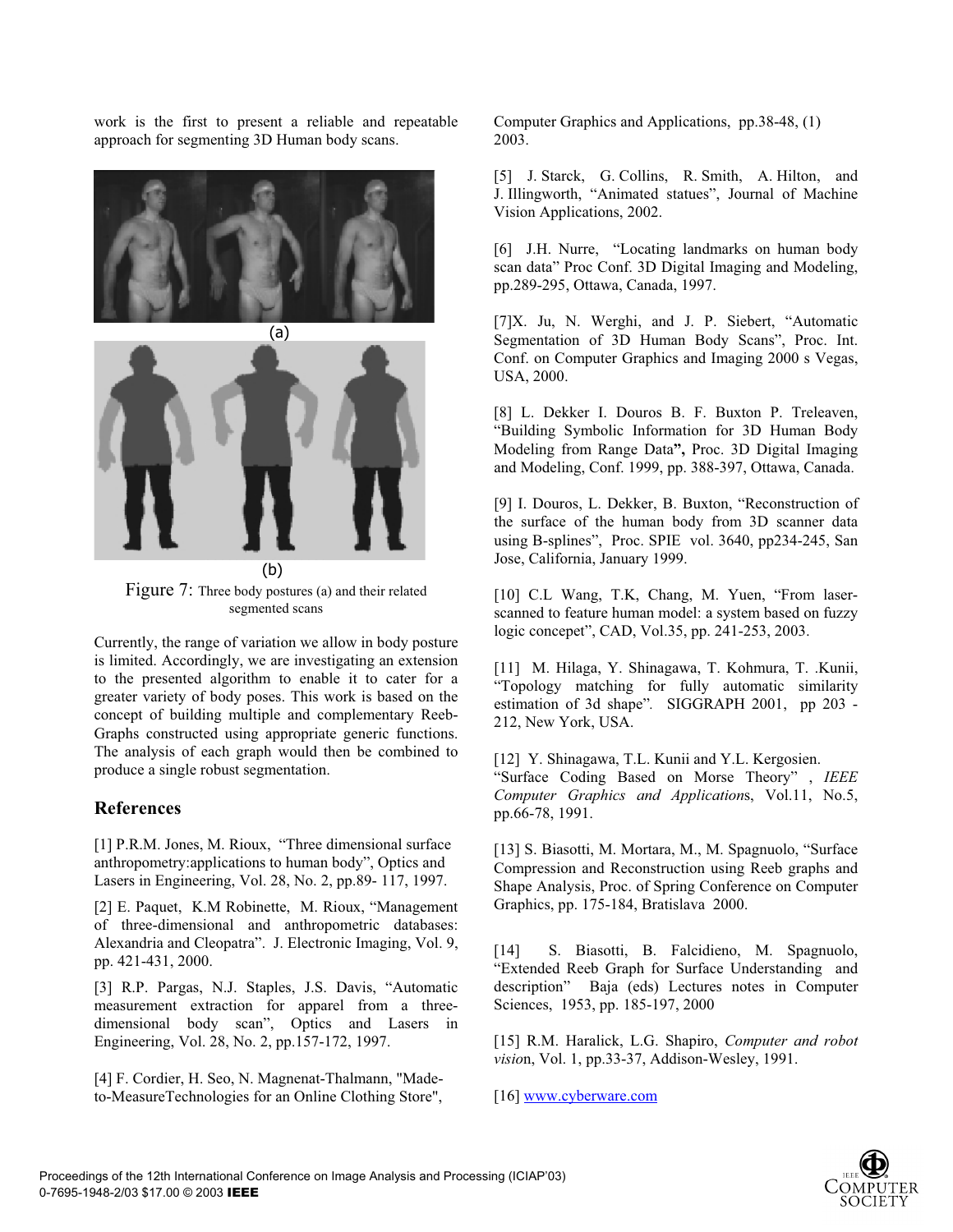work is the first to present a reliable and repeatable approach for segmenting 3D Human body scans.

(a)

(b)

Figure 7: Three body postures (a) and their related segmented scans

Currently, the range of variation we allow in body posture is limited. Accordingly, we are investigating an extension to the presented algorithm to enable it to cater for a greater variety of body poses. This work is based on the concept of building multiple and complementary Reeb-Graphs constructed using appropriate generic functions. The analysis of each graph would then be combined to produce a single robust segmentation.

## References

[1] P.R.M. Jones, M. Rioux, "Three dimensional surface anthropometry:applications to human body", Optics and Lasers in Engineering, Vol. 28, No. 2, pp.89- 117, 1997.

[2] E. Paquet, K.M Robinette, M. Rioux, "Management of three-dimensional and anthropometric databases: Alexandria and Cleopatra". J. Electronic Imaging, Vol. 9, pp. 421-431, 2000.

[3] R.P. Pargas, N.J. Staples, J.S. Davis, "Automatic measurement extraction for apparel from a three-dimensional body scan", Optics and Lasers in Engineering, Vol. 28, No. 2, pp.157-172, 1997.

[4] F. Cordier, H. Seo, N. Magnenat-Thalmann, "Made-to-MeasureTechnologies for an Online Clothing Store", Computer Graphics and Applications, pp.38-48, (1) 2003.

[5] J. Starck, G. Collins, R. Smith, A. Hilton, and J. Illingworth, "Animated statues", Journal of Machine Vision Applications, 2002.

[6] J.H. Nurre, "Locating landmarks on human body scan data" Proc Conf. 3D Digital Imaging and Modeling, pp.289-295, Ottawa, Canada, 1997.

[7]X. Ju, N. Werghi, and J. P. Siebert, "Automatic Segmentation of 3D Human Body Scans", Proc. Int. Conf. on Computer Graphics and Imaging 2000 s Vegas, USA, 2000.

[8] L. Dekker I. Douros B. F. Buxton P. Treleaven, "Building Symbolic Information for 3D Human Body Modeling from Range Data**"**, Proc. 3D Digital Imaging and Modeling, Conf. 1999, pp. 388-397, Ottawa, Canada.

[9] I. Douros, L. Dekker, B. Buxton, "Reconstruction of the surface of the human body from 3D scanner data using B-splines", Proc. SPIE vol. 3640, pp234-245, San Jose, California, January 1999.

[10] C.L Wang, T.K, Chang, M. Yuen, "From laser-scanned to feature human model: a system based on fuzzy logic concepet", CAD, Vol.35, pp. 241-253, 2003.

[11] M. Hilaga, Y. Shinagawa, T. Kohmura, T. .Kunii, "Topology matching for fully automatic similarity estimation of 3d shape". SIGGRAPH 2001, pp 203 - 212, New York, USA.

[12] Y. Shinagawa, T.L. Kunii and Y.L. Kergosien. "Surface Coding Based on Morse Theory" , *IEEE Computer Graphics and Application*s, Vol.11, No.5, pp.66-78, 1991.

[13] S. Biasotti, M. Mortara, M., M. Spagnuolo, "Surface Compression and Reconstruction using Reeb graphs and Shape Analysis, Proc. of Spring Conference on Computer Graphics, pp. 175-184, Bratislava 2000.

[14] S. Biasotti, B. Falcidieno, M. Spagnuolo, "Extended Reeb Graph for Surface Understanding and description" Baja (eds) Lectures notes in Computer Sciences, 1953, pp. 185-197, 2000

[15] R.M. Haralick, L.G. Shapiro, *Computer and robot visio*n, Vol. 1, pp.33-37, Addison-Wesley, 1991.

[16] www.cyberware.com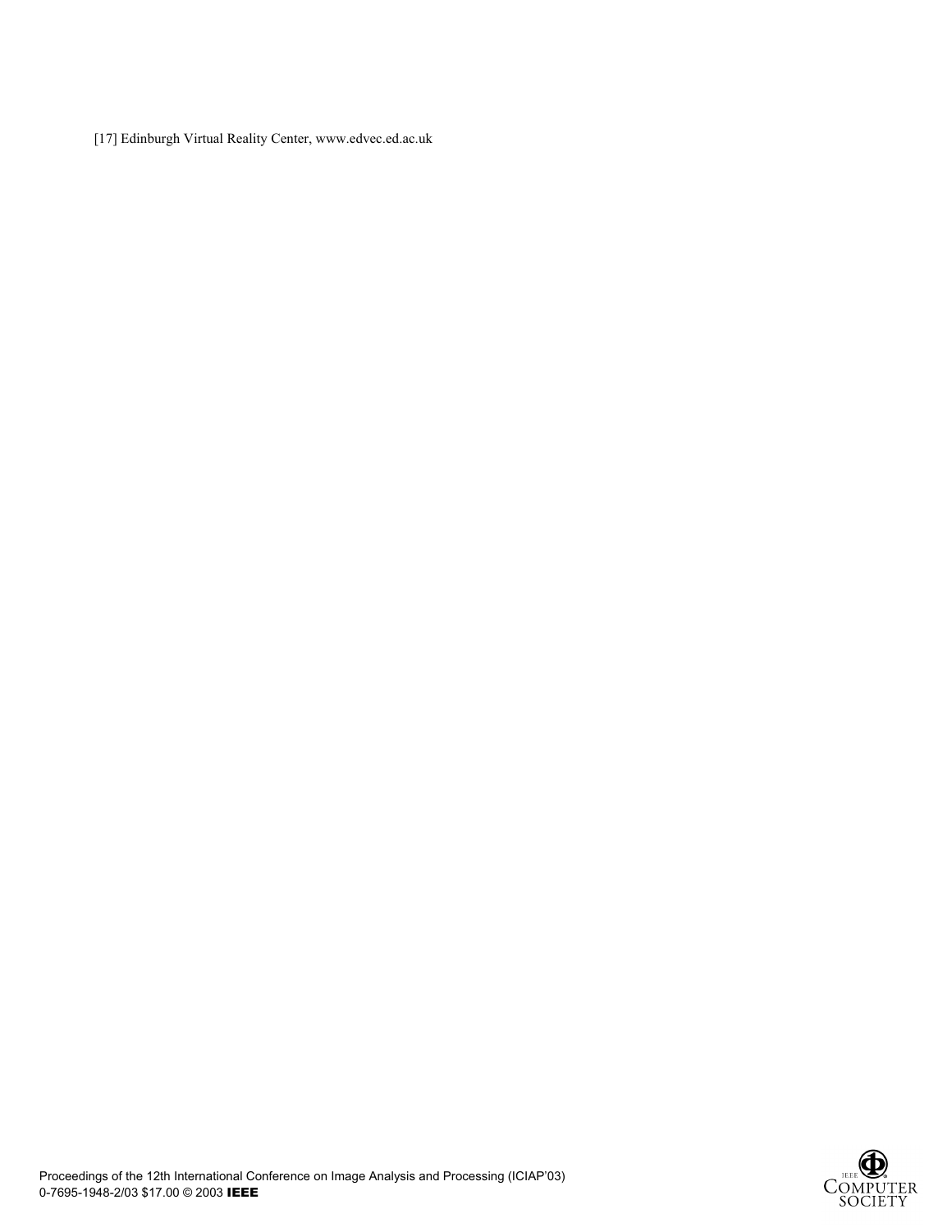[17] Edinburgh Virtual Reality Center, www.edvec.ed.ac.uk